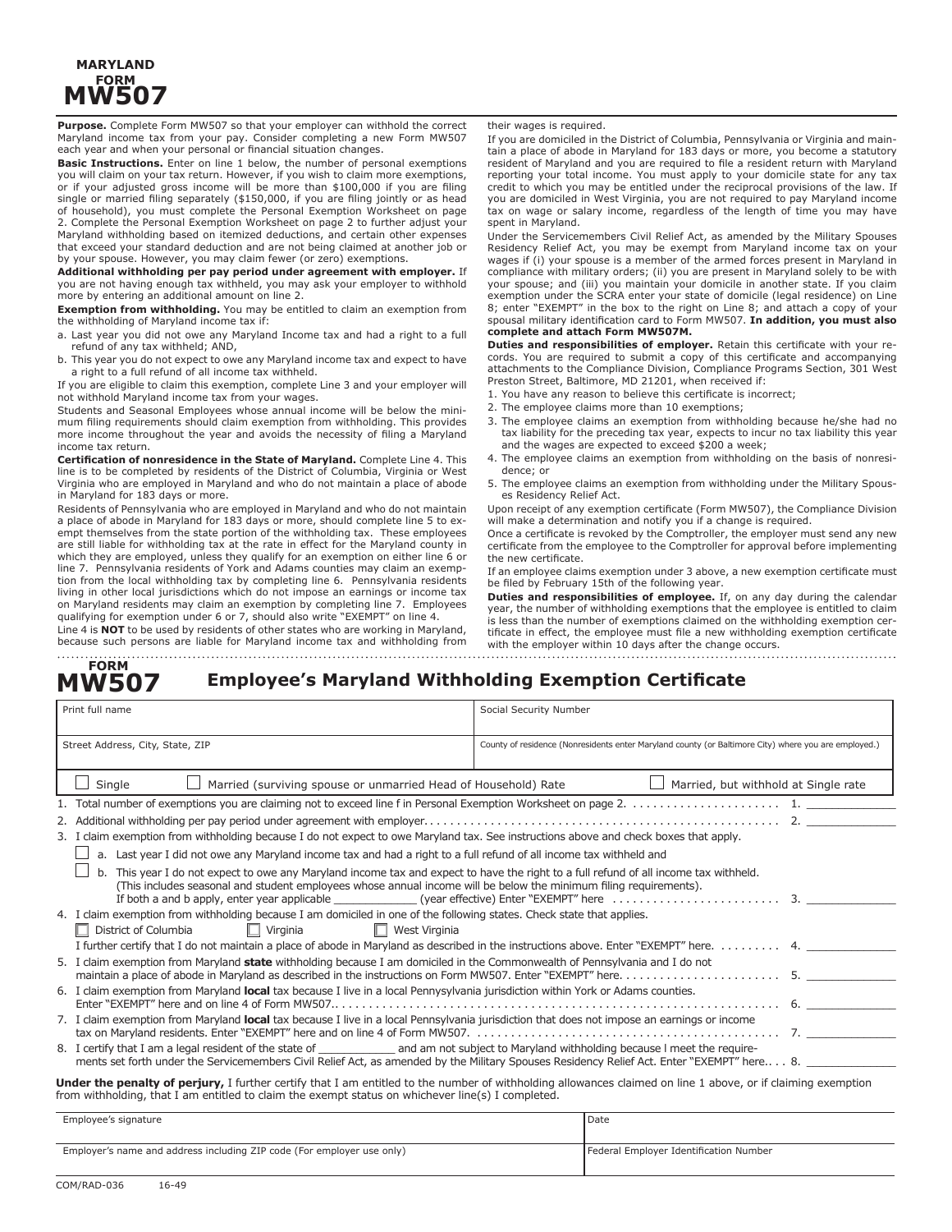# MARYLAND FORM MW507

**Purpose.** Complete Form MW507 so that your employer can withhold the correct Maryland income tax from your pay. Consider completing a new Form MW507 each year and when your personal or financial situation changes.

**Basic Instructions.** Enter on line 1 below, the number of personal exemptions you will claim on your tax return. However, if you wish to claim more exemptions, or if your adjusted gross income will be more than $100,000 if you are filing single or married filing separately ($150,000, if you are filing jointly or as head of household), you must complete the Personal Exemption Worksheet on page 2. Complete the Personal Exemption Worksheet on page 2 to further adjust your Maryland withholding based on itemized deductions, and certain other expenses that exceed your standard deduction and are not being claimed at another job or by your spouse. However, you may claim fewer (or zero) exemptions.

**Additional withholding per pay period under agreement with employer.** If you are not having enough tax withheld, you may ask your employer to withhold more by entering an additional amount on line 2.

**Exemption from withholding.** You may be entitled to claim an exemption from the withholding of Maryland income tax if:

a. Last year you did not owe any Maryland Income tax and had a right to a full refund of any tax withheld; AND,

b. This year you do not expect to owe any Maryland income tax and expect to have a right to a full refund of all income tax withheld.

If you are eligible to claim this exemption, complete Line 3 and your employer will not withhold Maryland income tax from your wages.

Students and Seasonal Employees whose annual income will be below the minimum filing requirements should claim exemption from withholding. This provides more income throughout the year and avoids the necessity of filing a Maryland income tax return.

**Certification of nonresidence in the State of Maryland.** Complete Line 4. This line is to be completed by residents of the District of Columbia, Virginia or West Virginia who are employed in Maryland and who do not maintain a place of abode in Maryland for 183 days or more.

Residents of Pennsylvania who are employed in Maryland and who do not maintain a place of abode in Maryland for 183 days or more, should complete line 5 to exempt themselves from the state portion of the withholding tax. These employees are still liable for withholding tax at the rate in effect for the Maryland county in which they are employed, unless they qualify for an exemption on either line 6 or line 7. Pennsylvania residents of York and Adams counties may claim an exemption from the local withholding tax by completing line 6. Pennsylvania residents living in other local jurisdictions which do not impose an earnings or income tax on Maryland residents may claim an exemption by completing line 7. Employees qualifying for exemption under 6 or 7, should also write "EXEMPT" on line 4.

Line 4 is **NOT** to be used by residents of other states who are working in Maryland, because such persons are liable for Maryland income tax and withholding from their wages is required.

If you are domiciled in the District of Columbia, Pennsylvania or Virginia and maintain a place of abode in Maryland for 183 days or more, you become a statutory resident of Maryland and you are required to file a resident return with Maryland reporting your total income. You must apply to your domicile state for any tax credit to which you may be entitled under the reciprocal provisions of the law. If you are domiciled in West Virginia, you are not required to pay Maryland income tax on wage or salary income, regardless of the length of time you may have spent in Maryland.

Under the Servicemembers Civil Relief Act, as amended by the Military Spouses Residency Relief Act, you may be exempt from Maryland income tax on your wages if (i) your spouse is a member of the armed forces present in Maryland in compliance with military orders; (ii) you are present in Maryland solely to be with your spouse; and (iii) you maintain your domicile in another state. If you claim exemption under the SCRA enter your state of domicile (legal residence) on Line 8; enter "EXEMPT" in the box to the right on Line 8; and attach a copy of your spousal military identification card to Form MW507. **In addition, you must also complete and attach Form MW507M.**

**Duties and responsibilities of employer.** Retain this certificate with your records. You are required to submit a copy of this certificate and accompanying attachments to the Compliance Division, Compliance Programs Section, 301 West Preston Street, Baltimore, MD 21201, when received if:

1. You have any reason to believe this certificate is incorrect;
2. The employee claims more than 10 exemptions;
3. The employee claims an exemption from withholding because he/she had no tax liability for the preceding tax year, expects to incur no tax liability this year and the wages are expected to exceed $200 a week;
4. The employee claims an exemption from withholding on the basis of nonresidence; or
5. The employee claims an exemption from withholding under the Military Spouses Residency Relief Act.

Upon receipt of any exemption certificate (Form MW507), the Compliance Division will make a determination and notify you if a change is required.

Once a certificate is revoked by the Comptroller, the employer must send any new certificate from the employee to the Comptroller for approval before implementing the new certificate.

If an employee claims exemption under 3 above, a new exemption certificate must be filed by February 15th of the following year.

**Duties and responsibilities of employee.** If, on any day during the calendar year, the number of withholding exemptions that the employee is entitled to claim is less than the number of exemptions claimed on the withholding exemption certificate in effect, the employee must file a new withholding exemption certificate with the employer within 10 days after the change occurs.

---

# FORM MW507 Employee's Maryland Withholding Exemption Certificate

| Print full name | Social Security Number |
|---|---|
| Street Address, City, State, ZIP | County of residence (Nonresidents enter Maryland county (or Baltimore City) where you are employed.) |

☐ Single ☐ Married (surviving spouse or unmarried Head of Household) Rate ☐ Married, but withhold at Single rate

1. Total number of exemptions you are claiming not to exceed line f in Personal Exemption Worksheet on page 2. . . . . . . . . . . . . . . . . . . . . . 1. ____________
2. Additional withholding per pay period under agreement with employer. . . . . . . . . . . . . . . . . . . . . . . . . . . . . . . . . . . . . . . . . . . . . . . . . . . . 2. ____________
3. I claim exemption from withholding because I do not expect to owe Maryland tax. See instructions above and check boxes that apply.
   - ☐ a. Last year I did not owe any Maryland income tax and had a right to a full refund of all income tax withheld and
   - ☐ b. This year I do not expect to owe any Maryland income tax and expect to have the right to a full refund of all income tax withheld. (This includes seasonal and student employees whose annual income will be below the minimum filing requirements). If both a and b apply, enter year applicable ____________ (year effective) Enter "EXEMPT" here . . . . . . . . . . . . . . . . . . . . . . . . 3. ____________
4. I claim exemption from withholding because I am domiciled in one of the following states. Check state that applies.
   ☐ District of Columbia ☐ Virginia ☐ West Virginia
   I further certify that I do not maintain a place of abode in Maryland as described in the instructions above. Enter "EXEMPT" here. . . . . . . . . 4. ____________
5. I claim exemption from Maryland **state** withholding because I am domiciled in the Commonwealth of Pennsylvania and I do not maintain a place of abode in Maryland as described in the instructions on Form MW507. Enter "EXEMPT" here. . . . . . . . . . . . . . . . . . . . . . . 5. ____________
6. I claim exemption from Maryland **local** tax because I live in a local Pennysylvania jurisdiction within York or Adams counties. Enter "EXEMPT" here and on line 4 of Form MW507.. . . . . . . . . . . . . . . . . . . . . . . . . . . . . . . . . . . . . . . . . . . . . . . . . . . . . . . . . . . 6. ____________
7. I claim exemption from Maryland **local** tax because I live in a local Pennsylvania jurisdiction that does not impose an earnings or income tax on Maryland residents. Enter "EXEMPT" here and on line 4 of Form MW507. . . . . . . . . . . . . . . . . . . . . . . . . . . . . . . . . . . . . . . . . . . . . 7. ____________
8. I certify that I am a legal resident of the state of ___________ and am not subject to Maryland withholding because I meet the requirements set forth under the Servicemembers Civil Relief Act, as amended by the Military Spouses Residency Relief Act. Enter "EXEMPT" here. . . 8. ____________

**Under the penalty of perjury,** I further certify that I am entitled to the number of withholding allowances claimed on line 1 above, or if claiming exemption from withholding, that I am entitled to claim the exempt status on whichever line(s) I completed.

| Employee's signature | Date |
|---|---|
| Employer's name and address including ZIP code (For employer use only) | Federal Employer Identification Number |

COM/RAD-036 16-49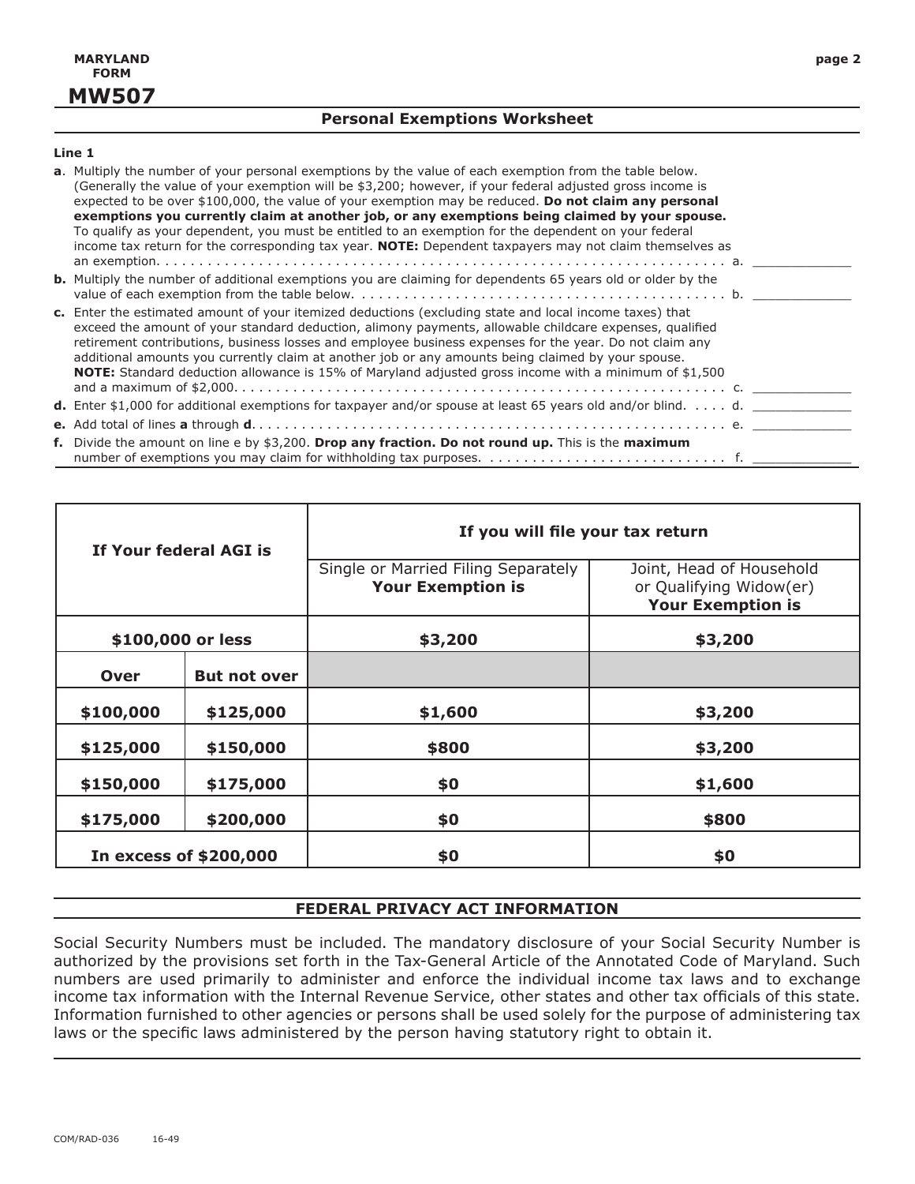**MARYLAND FORM**

# MW507

## Personal Exemptions Worksheet

**Line 1**

**a**. Multiply the number of your personal exemptions by the value of each exemption from the table below. (Generally the value of your exemption will be $3,200; however, if your federal adjusted gross income is expected to be over $100,000, the value of your exemption may be reduced. **Do not claim any personal exemptions you currently claim at another job, or any exemptions being claimed by your spouse.** To qualify as your dependent, you must be entitled to an exemption for the dependent on your federal income tax return for the corresponding tax year. **NOTE:** Dependent taxpayers may not claim themselves as an exemption. . . . . . . . . . . . . . . . . . . . . . . . . . . . . . . . . . . . . . . . . . . . . . . . . . . . . . . . . . . . . . a. _____________

**b.** Multiply the number of additional exemptions you are claiming for dependents 65 years old or older by the value of each exemption from the table below. . . . . . . . . . . . . . . . . . . . . . . . . . . . . . . . . . . . . . . . . . . b. _____________

**c.** Enter the estimated amount of your itemized deductions (excluding state and local income taxes) that exceed the amount of your standard deduction, alimony payments, allowable childcare expenses, qualified retirement contributions, business losses and employee business expenses for the year. Do not claim any additional amounts you currently claim at another job or any amounts being claimed by your spouse. **NOTE:** Standard deduction allowance is 15% of Maryland adjusted gross income with a minimum of $1,500 and a maximum of $2,000. . . . . . . . . . . . . . . . . . . . . . . . . . . . . . . . . . . . . . . . . . . . . . . . . . . . . . . . . . c. _____________

**d.** Enter $1,000 for additional exemptions for taxpayer and/or spouse at least 65 years old and/or blind. . . . . d. _____________

**e.** Add total of lines **a** through **d**. . . . . . . . . . . . . . . . . . . . . . . . . . . . . . . . . . . . . . . . . . . . . . . . . . . . . . . e. _____________

**f.** Divide the amount on line e by $3,200. **Drop any fraction. Do not round up.** This is the **maximum** number of exemptions you may claim for withholding tax purposes. . . . . . . . . . . . . . . . . . . . . . . . . . . . . f. _____________

| If Your federal AGI is | | If you will file your tax return | |
|---|---|---|---|
| | | Single or Married Filing Separately **Your Exemption is** | Joint, Head of Household or Qualifying Widow(er) **Your Exemption is** |
| **$100,000 or less** | | **$3,200** | **$3,200** |
| **Over** | **But not over** | | |
| **$100,000** | **$125,000** | **$1,600** | **$3,200** |
| **$125,000** | **$150,000** | **$800** | **$3,200** |
| **$150,000** | **$175,000** | **$0** | **$1,600** |
| **$175,000** | **$200,000** | **$0** | **$800** |
| **In excess of $200,000** | | **$0** | **$0** |

## FEDERAL PRIVACY ACT INFORMATION

Social Security Numbers must be included. The mandatory disclosure of your Social Security Number is authorized by the provisions set forth in the Tax-General Article of the Annotated Code of Maryland. Such numbers are used primarily to administer and enforce the individual income tax laws and to exchange income tax information with the Internal Revenue Service, other states and other tax officials of this state. Information furnished to other agencies or persons shall be used solely for the purpose of administering tax laws or the specific laws administered by the person having statutory right to obtain it.

COM/RAD-036 16-49